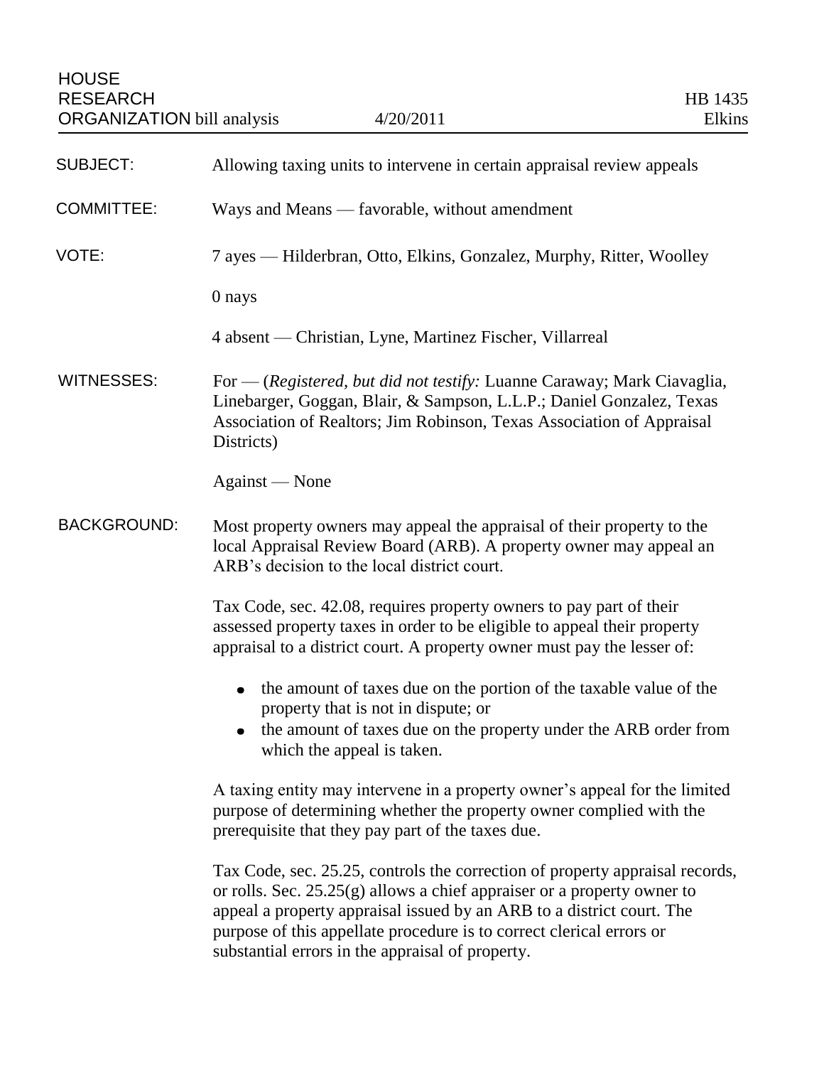HOUSE RESEARCH ORGANIZATION bill analysis | 4/20/2011 | HB 1435 Elkins

| | |
|---|---|
| SUBJECT: | Allowing taxing units to intervene in certain appraisal review appeals |
| COMMITTEE: | Ways and Means — favorable, without amendment |
| VOTE: | 7 ayes — Hilderbran, Otto, Elkins, Gonzalez, Murphy, Ritter, Woolley |
| | 0 nays |
| | 4 absent — Christian, Lyne, Martinez Fischer, Villarreal |
| WITNESSES: | For — (*Registered, but did not testify:* Luanne Caraway; Mark Ciavaglia, Linebarger, Goggan, Blair, & Sampson, L.L.P.; Daniel Gonzalez, Texas Association of Realtors; Jim Robinson, Texas Association of Appraisal Districts) |
| | Against — None |

**BACKGROUND:**

Most property owners may appeal the appraisal of their property to the local Appraisal Review Board (ARB). A property owner may appeal an ARB's decision to the local district court.

Tax Code, sec. 42.08, requires property owners to pay part of their assessed property taxes in order to be eligible to appeal their property appraisal to a district court. A property owner must pay the lesser of:

- the amount of taxes due on the portion of the taxable value of the property that is not in dispute; or
- the amount of taxes due on the property under the ARB order from which the appeal is taken.

A taxing entity may intervene in a property owner's appeal for the limited purpose of determining whether the property owner complied with the prerequisite that they pay part of the taxes due.

Tax Code, sec. 25.25, controls the correction of property appraisal records, or rolls. Sec. 25.25(g) allows a chief appraiser or a property owner to appeal a property appraisal issued by an ARB to a district court. The purpose of this appellate procedure is to correct clerical errors or substantial errors in the appraisal of property.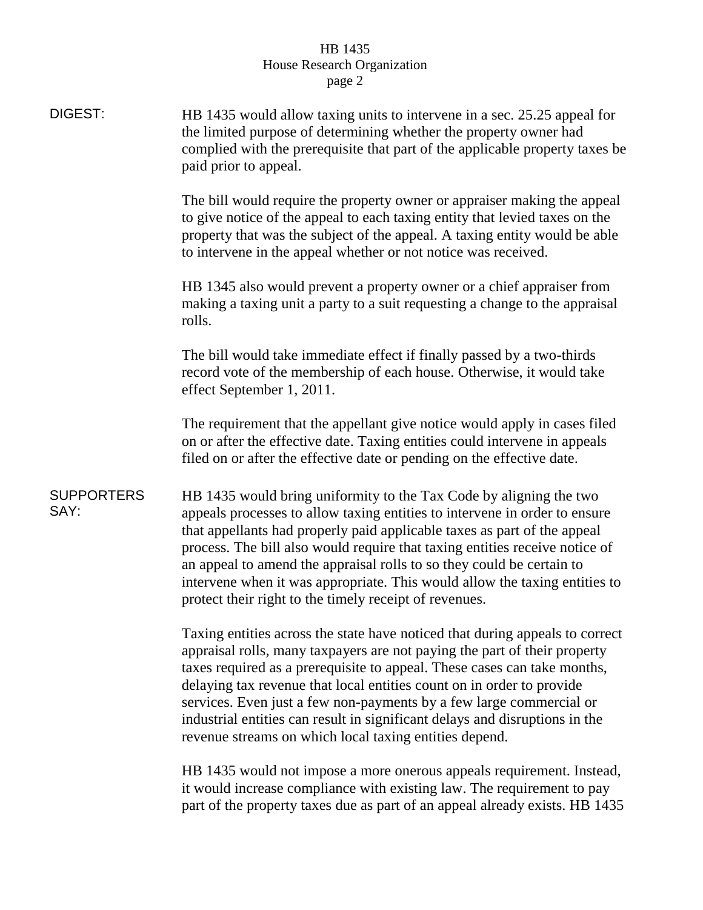**DIGEST:**

HB 1435 would allow taxing units to intervene in a sec. 25.25 appeal for the limited purpose of determining whether the property owner had complied with the prerequisite that part of the applicable property taxes be paid prior to appeal.

The bill would require the property owner or appraiser making the appeal to give notice of the appeal to each taxing entity that levied taxes on the property that was the subject of the appeal. A taxing entity would be able to intervene in the appeal whether or not notice was received.

HB 1345 also would prevent a property owner or a chief appraiser from making a taxing unit a party to a suit requesting a change to the appraisal rolls.

The bill would take immediate effect if finally passed by a two-thirds record vote of the membership of each house. Otherwise, it would take effect September 1, 2011.

The requirement that the appellant give notice would apply in cases filed on or after the effective date. Taxing entities could intervene in appeals filed on or after the effective date or pending on the effective date.

**SUPPORTERS SAY:**

HB 1435 would bring uniformity to the Tax Code by aligning the two appeals processes to allow taxing entities to intervene in order to ensure that appellants had properly paid applicable taxes as part of the appeal process. The bill also would require that taxing entities receive notice of an appeal to amend the appraisal rolls to so they could be certain to intervene when it was appropriate. This would allow the taxing entities to protect their right to the timely receipt of revenues.

Taxing entities across the state have noticed that during appeals to correct appraisal rolls, many taxpayers are not paying the part of their property taxes required as a prerequisite to appeal. These cases can take months, delaying tax revenue that local entities count on in order to provide services. Even just a few non-payments by a few large commercial or industrial entities can result in significant delays and disruptions in the revenue streams on which local taxing entities depend.

HB 1435 would not impose a more onerous appeals requirement. Instead, it would increase compliance with existing law. The requirement to pay part of the property taxes due as part of an appeal already exists. HB 1435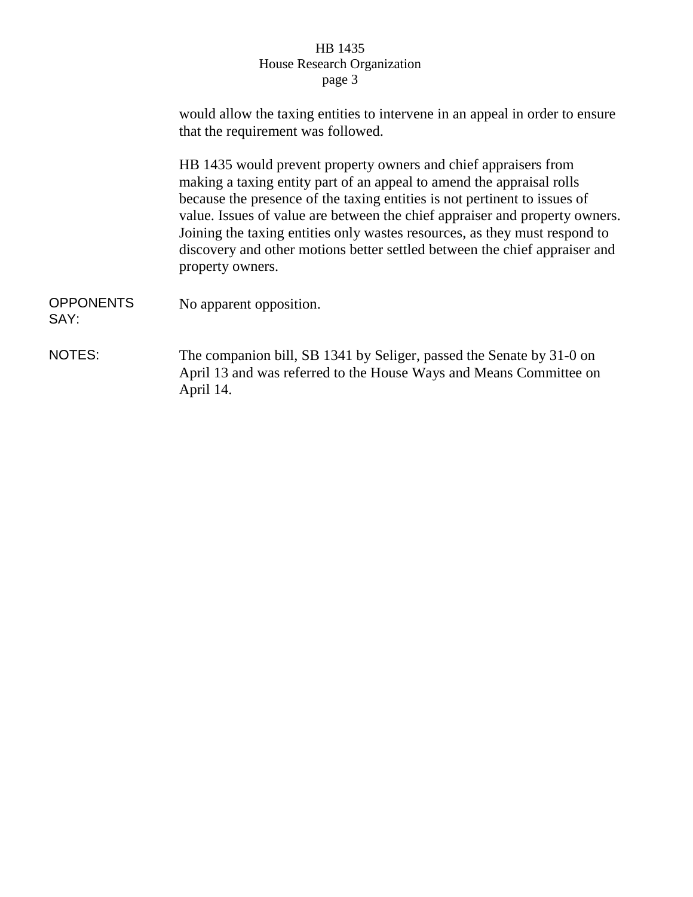would allow the taxing entities to intervene in an appeal in order to ensure that the requirement was followed.

HB 1435 would prevent property owners and chief appraisers from making a taxing entity part of an appeal to amend the appraisal rolls because the presence of the taxing entities is not pertinent to issues of value. Issues of value are between the chief appraiser and property owners. Joining the taxing entities only wastes resources, as they must respond to discovery and other motions better settled between the chief appraiser and property owners.

**OPPONENTS SAY:** No apparent opposition.

**NOTES:** The companion bill, SB 1341 by Seliger, passed the Senate by 31-0 on April 13 and was referred to the House Ways and Means Committee on April 14.